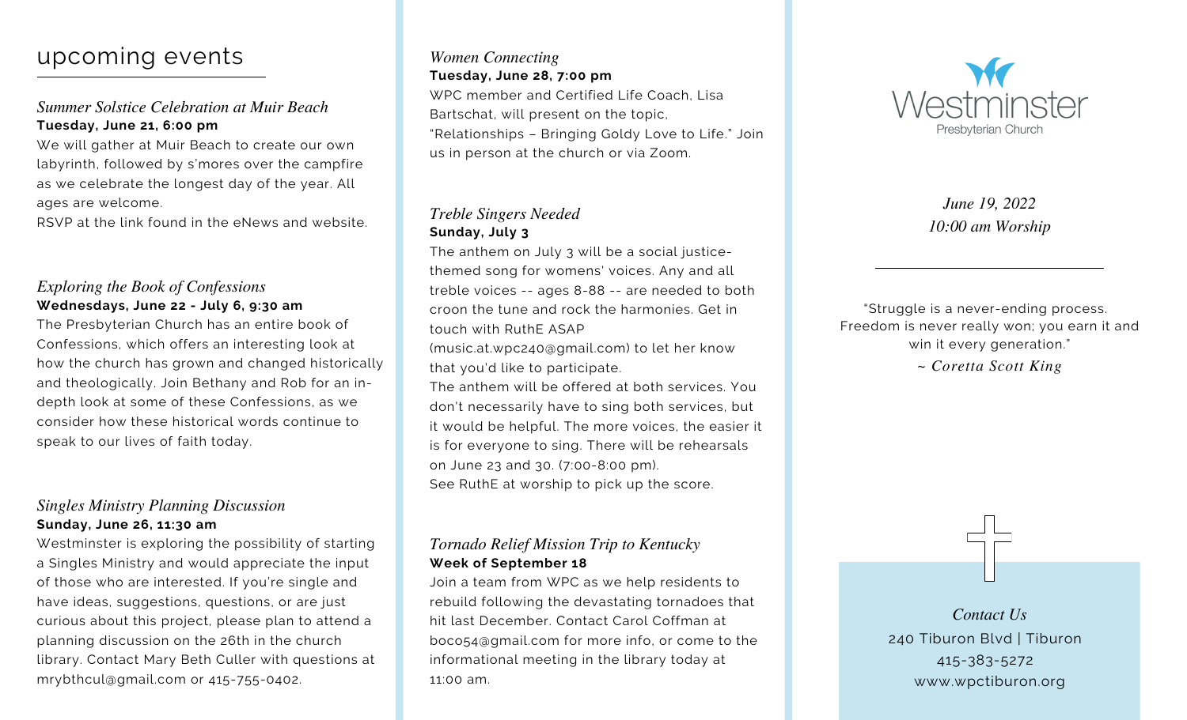# upcoming events

### *Summer Solstice Celebration at Muir Beach*

**Tuesday, June 21, 6:00 pm**

We will gather at Muir Beach to create our own labyrinth, followed by s'mores over the campfire as we celebrate the longest day of the year. All ages are welcome.

RSVP at the link found in the eNews and website.

### *Exploring the Book of Confessions*

**Wednesdays, June 22 - July 6, 9:30 am**

The Presbyterian Church has an entire book of Confessions, which offers an interesting look at how the church has grown and changed historically and theologically. Join Bethany and Rob for an in-depth look at some of these Confessions, as we consider how these historical words continue to speak to our lives of faith today.

### *Singles Ministry Planning Discussion*

**Sunday, June 26, 11:30 am**

Westminster is exploring the possibility of starting a Singles Ministry and would appreciate the input of those who are interested. If you're single and have ideas, suggestions, questions, or are just curious about this project, please plan to attend a planning discussion on the 26th in the church library. Contact Mary Beth Culler with questions at mrybthcul@gmail.com or 415-755-0402.

### *Women Connecting*

**Tuesday, June 28, 7:00 pm**

WPC member and Certified Life Coach, Lisa Bartschat, will present on the topic, "Relationships – Bringing Goldy Love to Life." Join us in person at the church or via Zoom.

### *Treble Singers Needed*

**Sunday, July 3**

The anthem on July 3 will be a social justice-themed song for womens' voices. Any and all treble voices -- ages 8-88 -- are needed to both croon the tune and rock the harmonies. Get in touch with RuthE ASAP (music.at.wpc240@gmail.com) to let her know that you'd like to participate.

The anthem will be offered at both services. You don't necessarily have to sing both services, but it would be helpful. The more voices, the easier it is for everyone to sing. There will be rehearsals on June 23 and 30. (7:00-8:00 pm).

See RuthE at worship to pick up the score.

### *Tornado Relief Mission Trip to Kentucky*

**Week of September 18**

Join a team from WPC as we help residents to rebuild following the devastating tornadoes that hit last December. Contact Carol Coffman at boco54@gmail.com for more info, or come to the informational meeting in the library today at 11:00 am.

---

Westminster
Presbyterian Church

*June 19, 2022*
*10:00 am Worship*

"Struggle is a never-ending process. Freedom is never really won; you earn it and win it every generation."

*~ Coretta Scott King*

*Contact Us*

240 Tiburon Blvd | Tiburon
415-383-5272
www.wpctiburon.org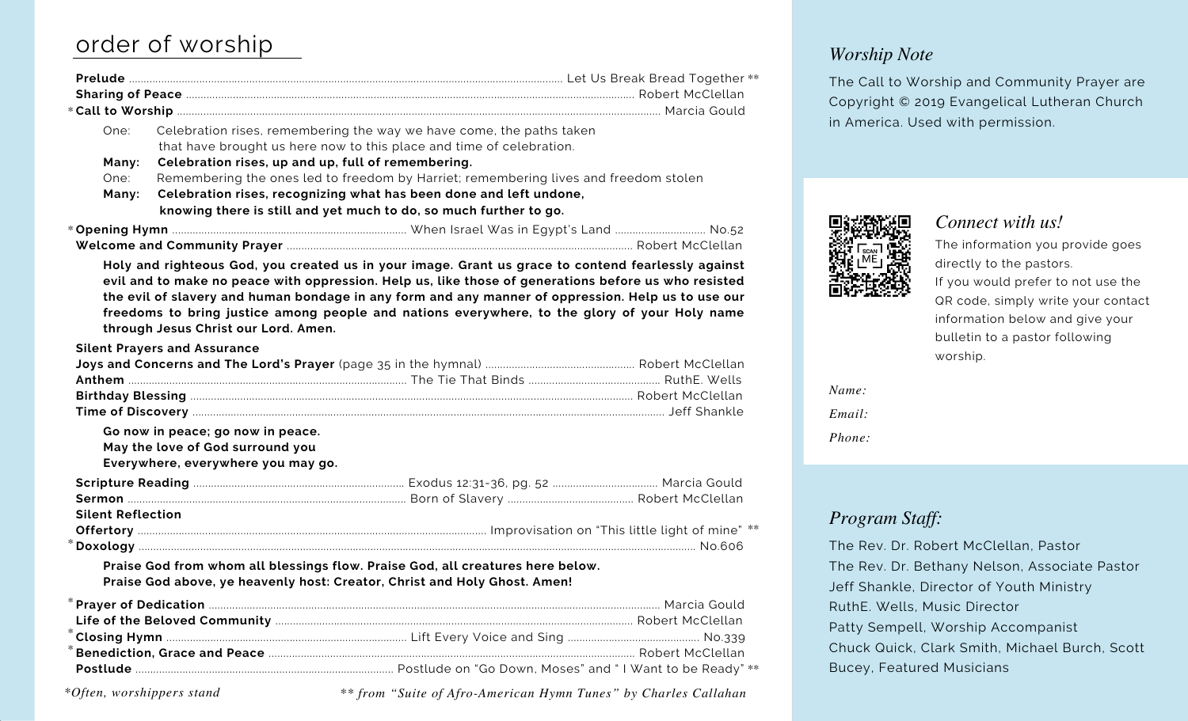## order of worship

**Prelude** ........ Let Us Break Bread Together **

**Sharing of Peace** ........ Robert McClellan

\***Call to Worship** ........ Marcia Gould

One: Celebration rises, remembering the way we have come, the paths taken that have brought us here now to this place and time of celebration.

**Many: Celebration rises, up and up, full of remembering.**

One: Remembering the ones led to freedom by Harriet; remembering lives and freedom stolen

**Many: Celebration rises, recognizing what has been done and left undone, knowing there is still and yet much to do, so much further to go.**

\***Opening Hymn** ........ When Israel Was in Egypt's Land ........ No.52

**Welcome and Community Prayer** ........ Robert McClellan

**Holy and righteous God, you created us in your image. Grant us grace to contend fearlessly against evil and to make no peace with oppression. Help us, like those of generations before us who resisted the evil of slavery and human bondage in any form and any manner of oppression. Help us to use our freedoms to bring justice among people and nations everywhere, to the glory of your Holy name through Jesus Christ our Lord. Amen.**

**Silent Prayers and Assurance**

**Joys and Concerns and The Lord's Prayer** (page 35 in the hymnal) ........ Robert McClellan

**Anthem** ........ The Tie That Binds ........ RuthE. Wells

**Birthday Blessing** ........ Robert McClellan

**Time of Discovery** ........ Jeff Shankle

**Go now in peace; go now in peace.**
**May the love of God surround you**
**Everywhere, everywhere you may go.**

**Scripture Reading** ........ Exodus 12:31-36, pg. 52 ........ Marcia Gould

**Sermon** ........ Born of Slavery ........ Robert McClellan

**Silent Reflection**

**Offertory** ........ Improvisation on "This little light of mine" **

\***Doxology** ........ No.606

**Praise God from whom all blessings flow. Praise God, all creatures here below.**
**Praise God above, ye heavenly host: Creator, Christ and Holy Ghost. Amen!**

\***Prayer of Dedication** ........ Marcia Gould

**Life of the Beloved Community** ........ Robert McClellan

\***Closing Hymn** ........ Lift Every Voice and Sing ........ No.339

\***Benediction, Grace and Peace** ........ Robert McClellan

**Postlude** ........ Postlude on "Go Down, Moses" and " I Want to be Ready" **

*\*Often, worshippers stand*

*\*\* from "Suite of Afro-American Hymn Tunes" by Charles Callahan*

### *Worship Note*

The Call to Worship and Community Prayer are Copyright © 2019 Evangelical Lutheran Church in America. Used with permission.

### *Connect with us!*

The information you provide goes directly to the pastors.
If you would prefer to not use the QR code, simply write your contact information below and give your bulletin to a pastor following worship.

*Name:*

*Email:*

*Phone:*

### *Program Staff:*

The Rev. Dr. Robert McClellan, Pastor
The Rev. Dr. Bethany Nelson, Associate Pastor
Jeff Shankle, Director of Youth Ministry
RuthE. Wells, Music Director
Patty Sempell, Worship Accompanist
Chuck Quick, Clark Smith, Michael Burch, Scott Bucey, Featured Musicians